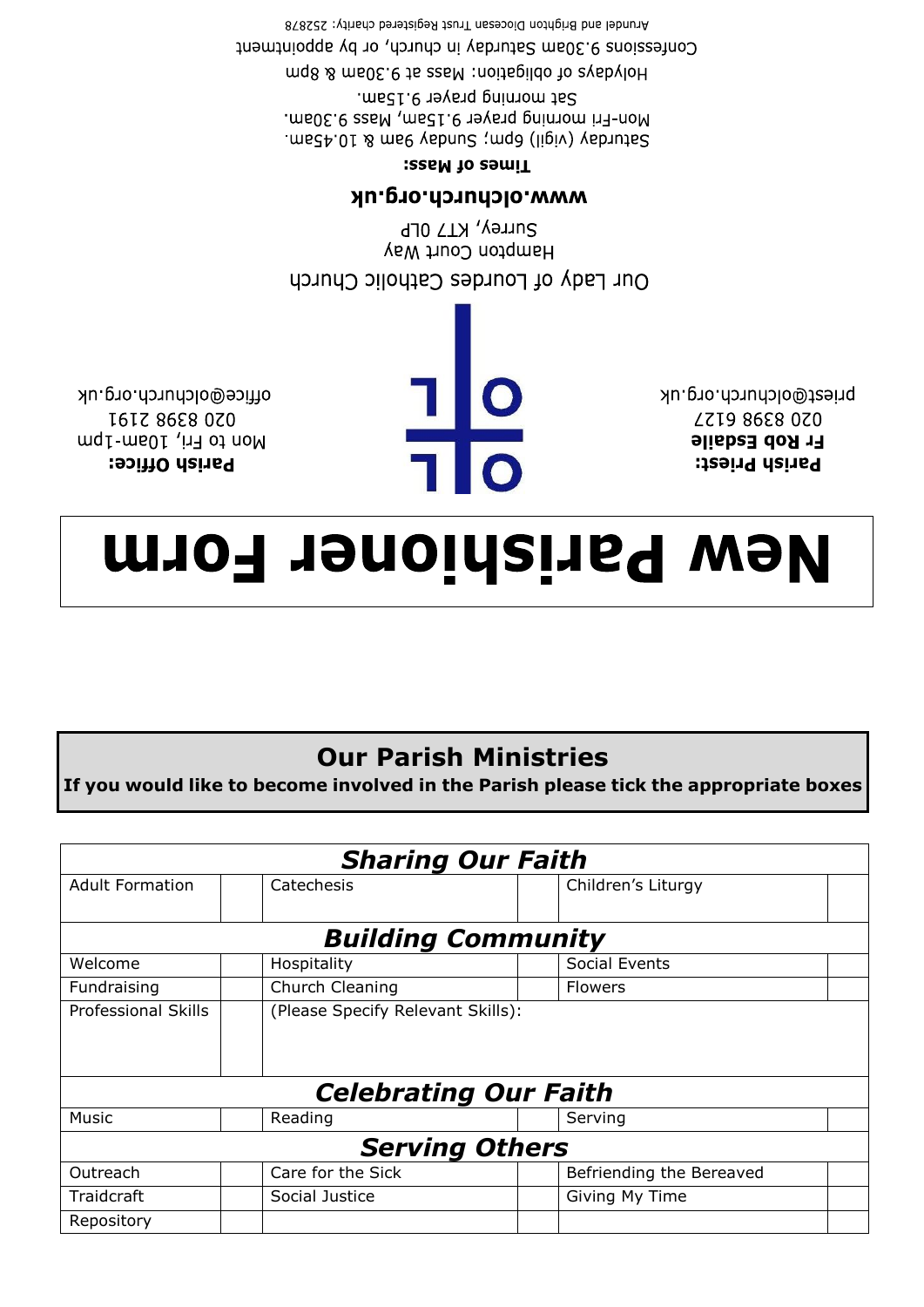Arundel and Brighton Diocesan Trust Registered charity: 252878

Confessions 9.30am Saturday in church, or by appointment

Holydays of obligation: Mass at 9.30am & 8pm

Sat morning prayer 9.15am.

Mon-Fri morning prayer 9.15am, Mass 9.30am.

Saturday (vigil) 6pm; Sunday 9am & 10.45am.

**Times of Mass:**

**www.olchurch.org.uk**

Our Lady of Lourdes Catholic Church
Hampton Court Way
Surrey, KT7 0LP

**Parish Priest:**
**Fr Rob Esdaile**
020 8398 6127
priest@olchurch.org.uk

**Parish Office:**
Mon to Fri, 10am-1pm
020 8398 2191
office@olchurch.org.uk

# New Parishioner Form

## Our Parish Ministries

**If you would like to become involved in the Parish please tick the appropriate boxes**

| ***Sharing Our Faith*** | | | | | |
|---|---|---|---|---|---|
| Adult Formation | | Catechesis | | Children's Liturgy | |
| ***Building Community*** | | | | | |
| Welcome | | Hospitality | | Social Events | |
| Fundraising | | Church Cleaning | | Flowers | |
| Professional Skills | | (Please Specify Relevant Skills): | | | |
| ***Celebrating Our Faith*** | | | | | |
| Music | | Reading | | Serving | |
| ***Serving Others*** | | | | | |
| Outreach | | Care for the Sick | | Befriending the Bereaved | |
| Traidcraft | | Social Justice | | Giving My Time | |
| Repository | | | | | |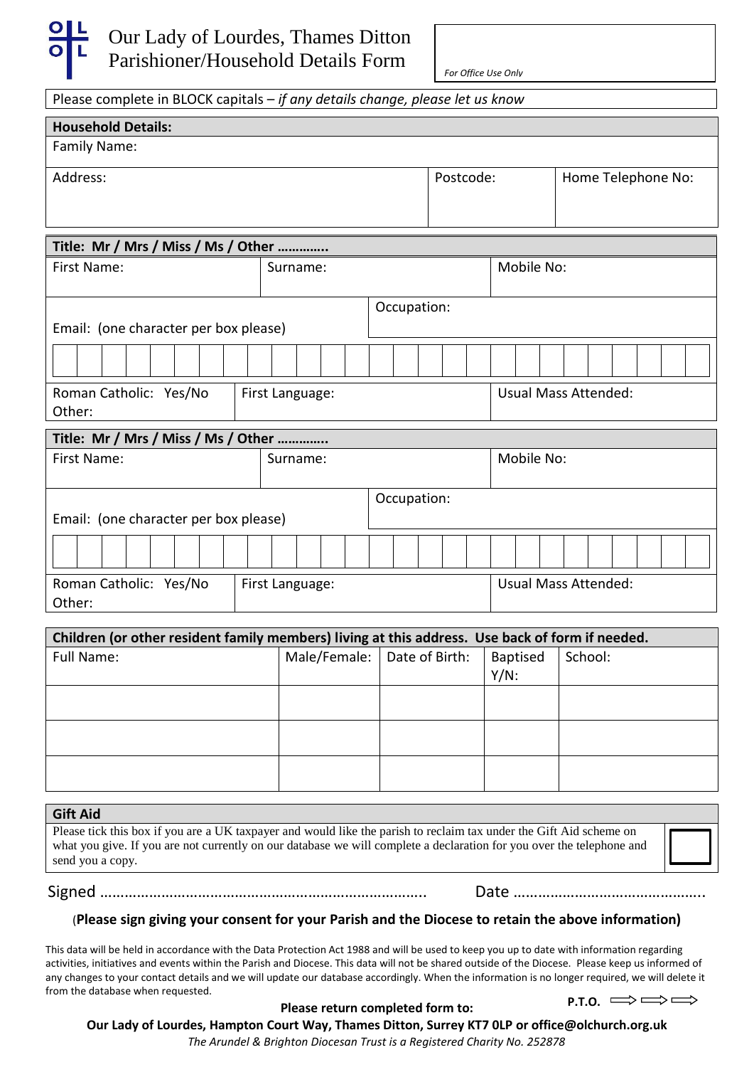# Our Lady of Lourdes, Thames Ditton
# Parishioner/Household Details Form

*For Office Use Only*

Please complete in BLOCK capitals – *if any details change, please let us know*

| **Household Details:** | | |
|---|---|---|
| Family Name: | | |
| Address: | Postcode: | Home Telephone No: |

| **Title: Mr / Mrs / Miss / Ms / Other ………….** | | |
|---|---|---|
| First Name: | Surname: | Mobile No: |
| Email: (one character per box please) | Occupation: | |
| Roman Catholic: Yes/No<br>Other: | First Language: | Usual Mass Attended: |

| **Title: Mr / Mrs / Miss / Ms / Other ………….** | | |
|---|---|---|
| First Name: | Surname: | Mobile No: |
| Email: (one character per box please) | Occupation: | |
| Roman Catholic: Yes/No<br>Other: | First Language: | Usual Mass Attended: |

**Children (or other resident family members) living at this address. Use back of form if needed.**

| Full Name: | Male/Female: | Date of Birth: | Baptised Y/N: | School: |
|---|---|---|---|---|
| | | | | |
| | | | | |
| | | | | |

**Gift Aid**

Please tick this box if you are a UK taxpayer and would like the parish to reclaim tax under the Gift Aid scheme on what you give. If you are not currently on our database we will complete a declaration for you over the telephone and send you a copy. ☐

Signed ……………………………………………………………………. Date ………………………………………..

(**Please sign giving your consent for your Parish and the Diocese to retain the above information)**

This data will be held in accordance with the Data Protection Act 1988 and will be used to keep you up to date with information regarding activities, initiatives and events within the Parish and Diocese. This data will not be shared outside of the Diocese. Please keep us informed of any changes to your contact details and we will update our database accordingly. When the information is no longer required, we will delete it from the database when requested.

**P.T.O.** ⇨⇨⇨

**Please return completed form to:**

**Our Lady of Lourdes, Hampton Court Way, Thames Ditton, Surrey KT7 0LP or office@olchurch.org.uk**

*The Arundel & Brighton Diocesan Trust is a Registered Charity No. 252878*